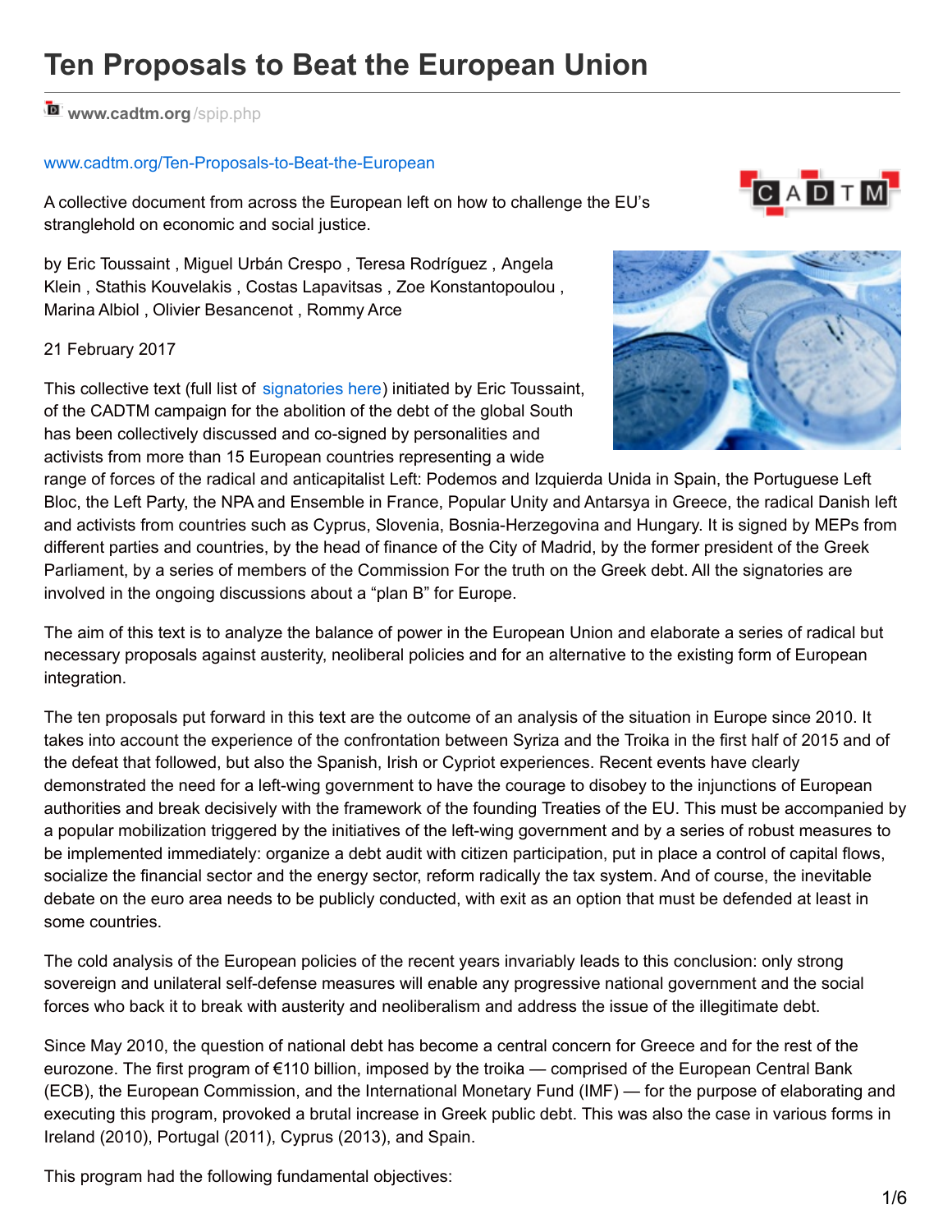# Ten Proposals to Beat the European Union

www.cadtm.org/spip.php

www.cadtm.org/Ten-Proposals-to-Beat-the-European

A collective document from across the European left on how to challenge the EU's stranglehold on economic and social justice.

by Eric Toussaint , Miguel Urbán Crespo , Teresa Rodríguez , Angela Klein , Stathis Kouvelakis , Costas Lapavitsas , Zoe Konstantopoulou , Marina Albiol , Olivier Besancenot , Rommy Arce

21 February 2017

This collective text (full list of signatories here) initiated by Eric Toussaint, of the CADTM campaign for the abolition of the debt of the global South has been collectively discussed and co-signed by personalities and activists from more than 15 European countries representing a wide range of forces of the radical and anticapitalist Left: Podemos and Izquierda Unida in Spain, the Portuguese Left Bloc, the Left Party, the NPA and Ensemble in France, Popular Unity and Antarsya in Greece, the radical Danish left and activists from countries such as Cyprus, Slovenia, Bosnia-Herzegovina and Hungary. It is signed by MEPs from different parties and countries, by the head of finance of the City of Madrid, by the former president of the Greek Parliament, by a series of members of the Commission For the truth on the Greek debt. All the signatories are involved in the ongoing discussions about a "plan B" for Europe.

The aim of this text is to analyze the balance of power in the European Union and elaborate a series of radical but necessary proposals against austerity, neoliberal policies and for an alternative to the existing form of European integration.

The ten proposals put forward in this text are the outcome of an analysis of the situation in Europe since 2010. It takes into account the experience of the confrontation between Syriza and the Troika in the first half of 2015 and of the defeat that followed, but also the Spanish, Irish or Cypriot experiences. Recent events have clearly demonstrated the need for a left-wing government to have the courage to disobey to the injunctions of European authorities and break decisively with the framework of the founding Treaties of the EU. This must be accompanied by a popular mobilization triggered by the initiatives of the left-wing government and by a series of robust measures to be implemented immediately: organize a debt audit with citizen participation, put in place a control of capital flows, socialize the financial sector and the energy sector, reform radically the tax system. And of course, the inevitable debate on the euro area needs to be publicly conducted, with exit as an option that must be defended at least in some countries.

The cold analysis of the European policies of the recent years invariably leads to this conclusion: only strong sovereign and unilateral self-defense measures will enable any progressive national government and the social forces who back it to break with austerity and neoliberalism and address the issue of the illegitimate debt.

Since May 2010, the question of national debt has become a central concern for Greece and for the rest of the eurozone. The first program of €110 billion, imposed by the troika — comprised of the European Central Bank (ECB), the European Commission, and the International Monetary Fund (IMF) — for the purpose of elaborating and executing this program, provoked a brutal increase in Greek public debt. This was also the case in various forms in Ireland (2010), Portugal (2011), Cyprus (2013), and Spain.

This program had the following fundamental objectives: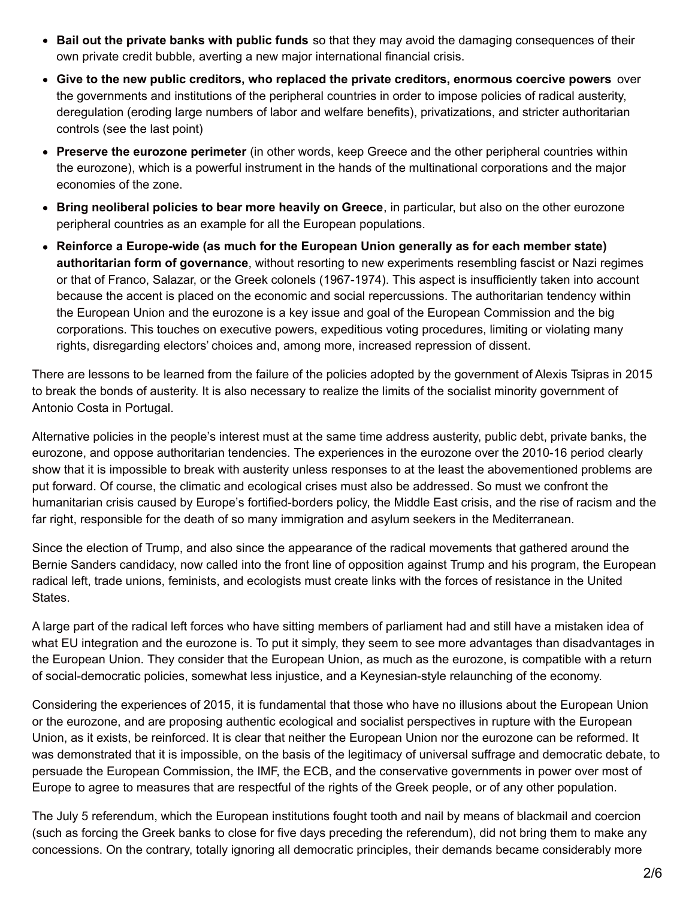- **Bail out the private banks with public funds** so that they may avoid the damaging consequences of their own private credit bubble, averting a new major international financial crisis.
- **Give to the new public creditors, who replaced the private creditors, enormous coercive powers** over the governments and institutions of the peripheral countries in order to impose policies of radical austerity, deregulation (eroding large numbers of labor and welfare benefits), privatizations, and stricter authoritarian controls (see the last point)
- **Preserve the eurozone perimeter** (in other words, keep Greece and the other peripheral countries within the eurozone), which is a powerful instrument in the hands of the multinational corporations and the major economies of the zone.
- **Bring neoliberal policies to bear more heavily on Greece**, in particular, but also on the other eurozone peripheral countries as an example for all the European populations.
- **Reinforce a Europe-wide (as much for the European Union generally as for each member state) authoritarian form of governance**, without resorting to new experiments resembling fascist or Nazi regimes or that of Franco, Salazar, or the Greek colonels (1967-1974). This aspect is insufficiently taken into account because the accent is placed on the economic and social repercussions. The authoritarian tendency within the European Union and the eurozone is a key issue and goal of the European Commission and the big corporations. This touches on executive powers, expeditious voting procedures, limiting or violating many rights, disregarding electors' choices and, among more, increased repression of dissent.

There are lessons to be learned from the failure of the policies adopted by the government of Alexis Tsipras in 2015 to break the bonds of austerity. It is also necessary to realize the limits of the socialist minority government of Antonio Costa in Portugal.

Alternative policies in the people's interest must at the same time address austerity, public debt, private banks, the eurozone, and oppose authoritarian tendencies. The experiences in the eurozone over the 2010-16 period clearly show that it is impossible to break with austerity unless responses to at the least the abovementioned problems are put forward. Of course, the climatic and ecological crises must also be addressed. So must we confront the humanitarian crisis caused by Europe's fortified-borders policy, the Middle East crisis, and the rise of racism and the far right, responsible for the death of so many immigration and asylum seekers in the Mediterranean.

Since the election of Trump, and also since the appearance of the radical movements that gathered around the Bernie Sanders candidacy, now called into the front line of opposition against Trump and his program, the European radical left, trade unions, feminists, and ecologists must create links with the forces of resistance in the United States.

A large part of the radical left forces who have sitting members of parliament had and still have a mistaken idea of what EU integration and the eurozone is. To put it simply, they seem to see more advantages than disadvantages in the European Union. They consider that the European Union, as much as the eurozone, is compatible with a return of social-democratic policies, somewhat less injustice, and a Keynesian-style relaunching of the economy.

Considering the experiences of 2015, it is fundamental that those who have no illusions about the European Union or the eurozone, and are proposing authentic ecological and socialist perspectives in rupture with the European Union, as it exists, be reinforced. It is clear that neither the European Union nor the eurozone can be reformed. It was demonstrated that it is impossible, on the basis of the legitimacy of universal suffrage and democratic debate, to persuade the European Commission, the IMF, the ECB, and the conservative governments in power over most of Europe to agree to measures that are respectful of the rights of the Greek people, or of any other population.

The July 5 referendum, which the European institutions fought tooth and nail by means of blackmail and coercion (such as forcing the Greek banks to close for five days preceding the referendum), did not bring them to make any concessions. On the contrary, totally ignoring all democratic principles, their demands became considerably more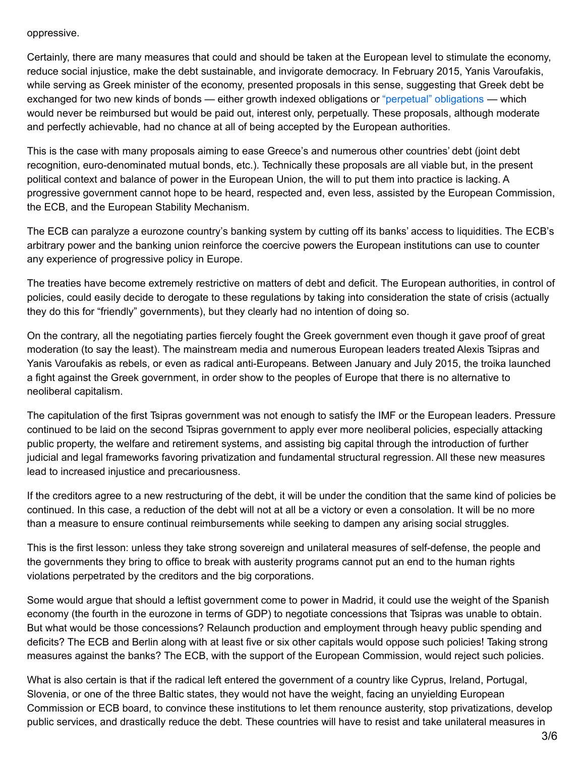oppressive.

Certainly, there are many measures that could and should be taken at the European level to stimulate the economy, reduce social injustice, make the debt sustainable, and invigorate democracy. In February 2015, Yanis Varoufakis, while serving as Greek minister of the economy, presented proposals in this sense, suggesting that Greek debt be exchanged for two new kinds of bonds — either growth indexed obligations or "perpetual" obligations — which would never be reimbursed but would be paid out, interest only, perpetually. These proposals, although moderate and perfectly achievable, had no chance at all of being accepted by the European authorities.

This is the case with many proposals aiming to ease Greece's and numerous other countries' debt (joint debt recognition, euro-denominated mutual bonds, etc.). Technically these proposals are all viable but, in the present political context and balance of power in the European Union, the will to put them into practice is lacking. A progressive government cannot hope to be heard, respected and, even less, assisted by the European Commission, the ECB, and the European Stability Mechanism.

The ECB can paralyze a eurozone country's banking system by cutting off its banks' access to liquidities. The ECB's arbitrary power and the banking union reinforce the coercive powers the European institutions can use to counter any experience of progressive policy in Europe.

The treaties have become extremely restrictive on matters of debt and deficit. The European authorities, in control of policies, could easily decide to derogate to these regulations by taking into consideration the state of crisis (actually they do this for "friendly" governments), but they clearly had no intention of doing so.

On the contrary, all the negotiating parties fiercely fought the Greek government even though it gave proof of great moderation (to say the least). The mainstream media and numerous European leaders treated Alexis Tsipras and Yanis Varoufakis as rebels, or even as radical anti-Europeans. Between January and July 2015, the troika launched a fight against the Greek government, in order show to the peoples of Europe that there is no alternative to neoliberal capitalism.

The capitulation of the first Tsipras government was not enough to satisfy the IMF or the European leaders. Pressure continued to be laid on the second Tsipras government to apply ever more neoliberal policies, especially attacking public property, the welfare and retirement systems, and assisting big capital through the introduction of further judicial and legal frameworks favoring privatization and fundamental structural regression. All these new measures lead to increased injustice and precariousness.

If the creditors agree to a new restructuring of the debt, it will be under the condition that the same kind of policies be continued. In this case, a reduction of the debt will not at all be a victory or even a consolation. It will be no more than a measure to ensure continual reimbursements while seeking to dampen any arising social struggles.

This is the first lesson: unless they take strong sovereign and unilateral measures of self-defense, the people and the governments they bring to office to break with austerity programs cannot put an end to the human rights violations perpetrated by the creditors and the big corporations.

Some would argue that should a leftist government come to power in Madrid, it could use the weight of the Spanish economy (the fourth in the eurozone in terms of GDP) to negotiate concessions that Tsipras was unable to obtain. But what would be those concessions? Relaunch production and employment through heavy public spending and deficits? The ECB and Berlin along with at least five or six other capitals would oppose such policies! Taking strong measures against the banks? The ECB, with the support of the European Commission, would reject such policies.

What is also certain is that if the radical left entered the government of a country like Cyprus, Ireland, Portugal, Slovenia, or one of the three Baltic states, they would not have the weight, facing an unyielding European Commission or ECB board, to convince these institutions to let them renounce austerity, stop privatizations, develop public services, and drastically reduce the debt. These countries will have to resist and take unilateral measures in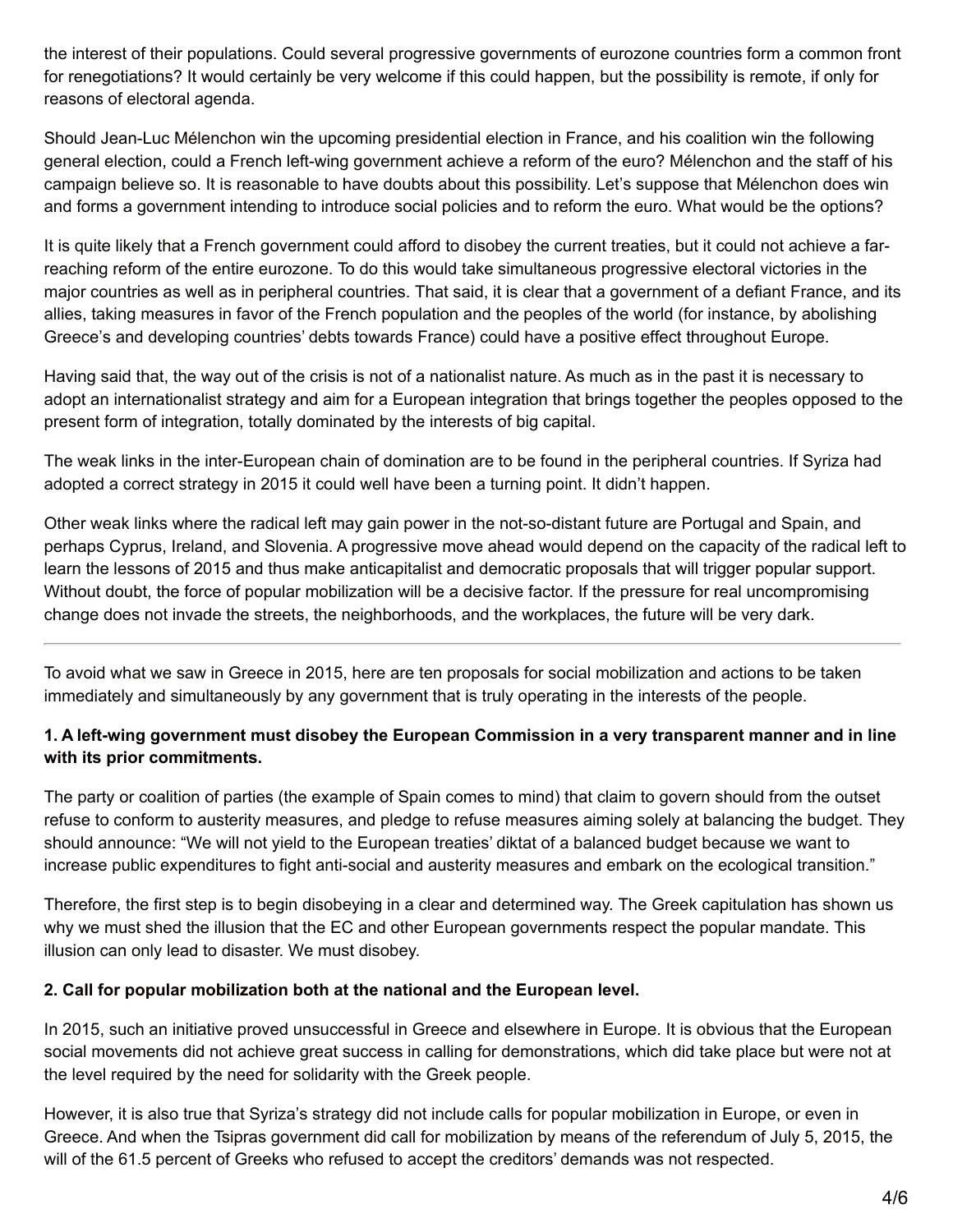the interest of their populations. Could several progressive governments of eurozone countries form a common front for renegotiations? It would certainly be very welcome if this could happen, but the possibility is remote, if only for reasons of electoral agenda.

Should Jean-Luc Mélenchon win the upcoming presidential election in France, and his coalition win the following general election, could a French left-wing government achieve a reform of the euro? Mélenchon and the staff of his campaign believe so. It is reasonable to have doubts about this possibility. Let's suppose that Mélenchon does win and forms a government intending to introduce social policies and to reform the euro. What would be the options?

It is quite likely that a French government could afford to disobey the current treaties, but it could not achieve a far-reaching reform of the entire eurozone. To do this would take simultaneous progressive electoral victories in the major countries as well as in peripheral countries. That said, it is clear that a government of a defiant France, and its allies, taking measures in favor of the French population and the peoples of the world (for instance, by abolishing Greece's and developing countries' debts towards France) could have a positive effect throughout Europe.

Having said that, the way out of the crisis is not of a nationalist nature. As much as in the past it is necessary to adopt an internationalist strategy and aim for a European integration that brings together the peoples opposed to the present form of integration, totally dominated by the interests of big capital.

The weak links in the inter-European chain of domination are to be found in the peripheral countries. If Syriza had adopted a correct strategy in 2015 it could well have been a turning point. It didn't happen.

Other weak links where the radical left may gain power in the not-so-distant future are Portugal and Spain, and perhaps Cyprus, Ireland, and Slovenia. A progressive move ahead would depend on the capacity of the radical left to learn the lessons of 2015 and thus make anticapitalist and democratic proposals that will trigger popular support. Without doubt, the force of popular mobilization will be a decisive factor. If the pressure for real uncompromising change does not invade the streets, the neighborhoods, and the workplaces, the future will be very dark.

---

To avoid what we saw in Greece in 2015, here are ten proposals for social mobilization and actions to be taken immediately and simultaneously by any government that is truly operating in the interests of the people.

**1. A left-wing government must disobey the European Commission in a very transparent manner and in line with its prior commitments.**

The party or coalition of parties (the example of Spain comes to mind) that claim to govern should from the outset refuse to conform to austerity measures, and pledge to refuse measures aiming solely at balancing the budget. They should announce: "We will not yield to the European treaties' diktat of a balanced budget because we want to increase public expenditures to fight anti-social and austerity measures and embark on the ecological transition."

Therefore, the first step is to begin disobeying in a clear and determined way. The Greek capitulation has shown us why we must shed the illusion that the EC and other European governments respect the popular mandate. This illusion can only lead to disaster. We must disobey.

**2. Call for popular mobilization both at the national and the European level.**

In 2015, such an initiative proved unsuccessful in Greece and elsewhere in Europe. It is obvious that the European social movements did not achieve great success in calling for demonstrations, which did take place but were not at the level required by the need for solidarity with the Greek people.

However, it is also true that Syriza's strategy did not include calls for popular mobilization in Europe, or even in Greece. And when the Tsipras government did call for mobilization by means of the referendum of July 5, 2015, the will of the 61.5 percent of Greeks who refused to accept the creditors' demands was not respected.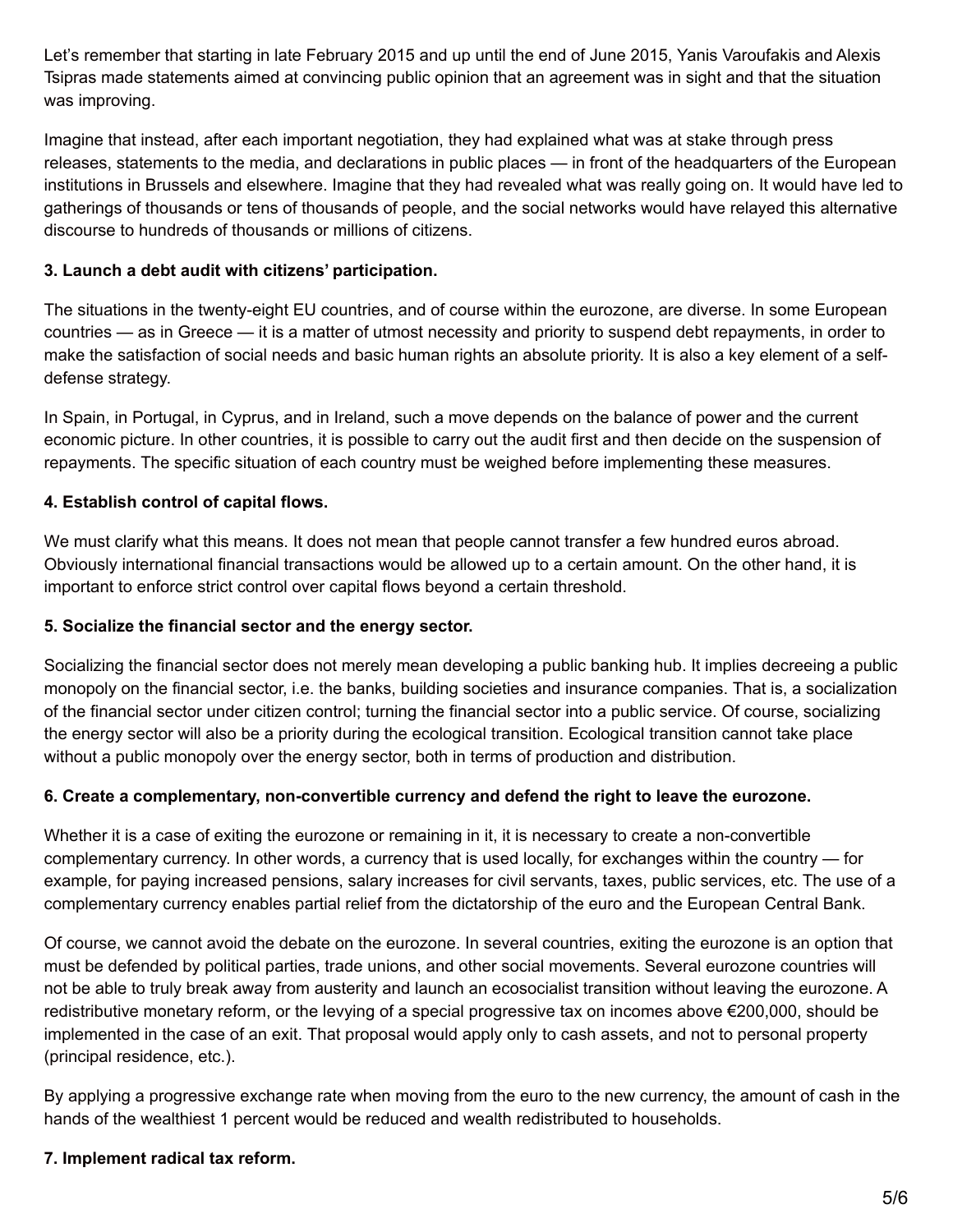Let's remember that starting in late February 2015 and up until the end of June 2015, Yanis Varoufakis and Alexis Tsipras made statements aimed at convincing public opinion that an agreement was in sight and that the situation was improving.

Imagine that instead, after each important negotiation, they had explained what was at stake through press releases, statements to the media, and declarations in public places — in front of the headquarters of the European institutions in Brussels and elsewhere. Imagine that they had revealed what was really going on. It would have led to gatherings of thousands or tens of thousands of people, and the social networks would have relayed this alternative discourse to hundreds of thousands or millions of citizens.

**3. Launch a debt audit with citizens' participation.**

The situations in the twenty-eight EU countries, and of course within the eurozone, are diverse. In some European countries — as in Greece — it is a matter of utmost necessity and priority to suspend debt repayments, in order to make the satisfaction of social needs and basic human rights an absolute priority. It is also a key element of a self-defense strategy.

In Spain, in Portugal, in Cyprus, and in Ireland, such a move depends on the balance of power and the current economic picture. In other countries, it is possible to carry out the audit first and then decide on the suspension of repayments. The specific situation of each country must be weighed before implementing these measures.

**4. Establish control of capital flows.**

We must clarify what this means. It does not mean that people cannot transfer a few hundred euros abroad. Obviously international financial transactions would be allowed up to a certain amount. On the other hand, it is important to enforce strict control over capital flows beyond a certain threshold.

**5. Socialize the financial sector and the energy sector.**

Socializing the financial sector does not merely mean developing a public banking hub. It implies decreeing a public monopoly on the financial sector, i.e. the banks, building societies and insurance companies. That is, a socialization of the financial sector under citizen control; turning the financial sector into a public service. Of course, socializing the energy sector will also be a priority during the ecological transition. Ecological transition cannot take place without a public monopoly over the energy sector, both in terms of production and distribution.

**6. Create a complementary, non-convertible currency and defend the right to leave the eurozone.**

Whether it is a case of exiting the eurozone or remaining in it, it is necessary to create a non-convertible complementary currency. In other words, a currency that is used locally, for exchanges within the country — for example, for paying increased pensions, salary increases for civil servants, taxes, public services, etc. The use of a complementary currency enables partial relief from the dictatorship of the euro and the European Central Bank.

Of course, we cannot avoid the debate on the eurozone. In several countries, exiting the eurozone is an option that must be defended by political parties, trade unions, and other social movements. Several eurozone countries will not be able to truly break away from austerity and launch an ecosocialist transition without leaving the eurozone. A redistributive monetary reform, or the levying of a special progressive tax on incomes above €200,000, should be implemented in the case of an exit. That proposal would apply only to cash assets, and not to personal property (principal residence, etc.).

By applying a progressive exchange rate when moving from the euro to the new currency, the amount of cash in the hands of the wealthiest 1 percent would be reduced and wealth redistributed to households.

**7. Implement radical tax reform.**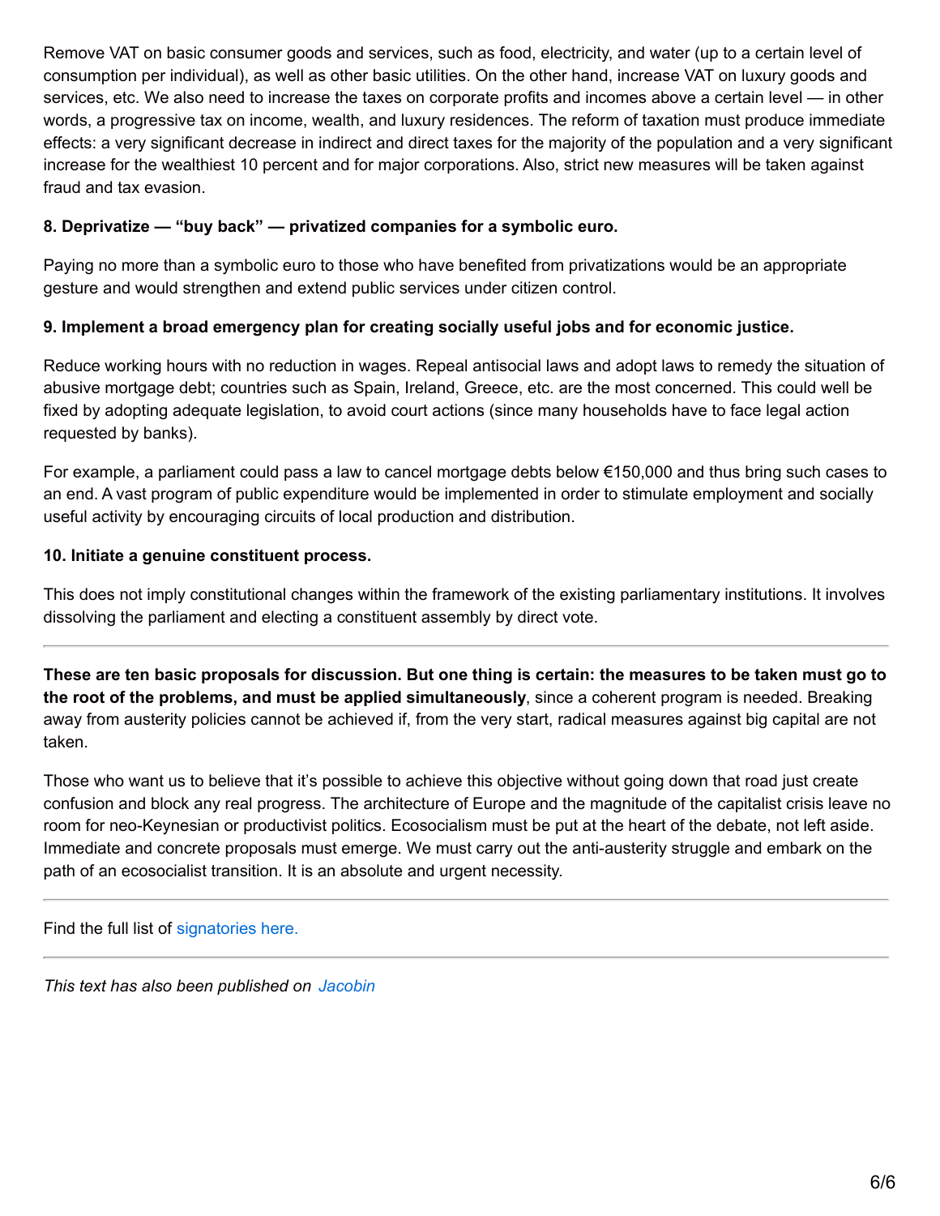Remove VAT on basic consumer goods and services, such as food, electricity, and water (up to a certain level of consumption per individual), as well as other basic utilities. On the other hand, increase VAT on luxury goods and services, etc. We also need to increase the taxes on corporate profits and incomes above a certain level — in other words, a progressive tax on income, wealth, and luxury residences. The reform of taxation must produce immediate effects: a very significant decrease in indirect and direct taxes for the majority of the population and a very significant increase for the wealthiest 10 percent and for major corporations. Also, strict new measures will be taken against fraud and tax evasion.

**8. Deprivatize — "buy back" — privatized companies for a symbolic euro.**

Paying no more than a symbolic euro to those who have benefited from privatizations would be an appropriate gesture and would strengthen and extend public services under citizen control.

**9. Implement a broad emergency plan for creating socially useful jobs and for economic justice.**

Reduce working hours with no reduction in wages. Repeal antisocial laws and adopt laws to remedy the situation of abusive mortgage debt; countries such as Spain, Ireland, Greece, etc. are the most concerned. This could well be fixed by adopting adequate legislation, to avoid court actions (since many households have to face legal action requested by banks).

For example, a parliament could pass a law to cancel mortgage debts below €150,000 and thus bring such cases to an end. A vast program of public expenditure would be implemented in order to stimulate employment and socially useful activity by encouraging circuits of local production and distribution.

**10. Initiate a genuine constituent process.**

This does not imply constitutional changes within the framework of the existing parliamentary institutions. It involves dissolving the parliament and electing a constituent assembly by direct vote.

---

**These are ten basic proposals for discussion. But one thing is certain: the measures to be taken must go to the root of the problems, and must be applied simultaneously**, since a coherent program is needed. Breaking away from austerity policies cannot be achieved if, from the very start, radical measures against big capital are not taken.

Those who want us to believe that it's possible to achieve this objective without going down that road just create confusion and block any real progress. The architecture of Europe and the magnitude of the capitalist crisis leave no room for neo-Keynesian or productivist politics. Ecosocialism must be put at the heart of the debate, not left aside. Immediate and concrete proposals must emerge. We must carry out the anti-austerity struggle and embark on the path of an ecosocialist transition. It is an absolute and urgent necessity.

---

Find the full list of signatories here.

---

*This text has also been published on Jacobin*